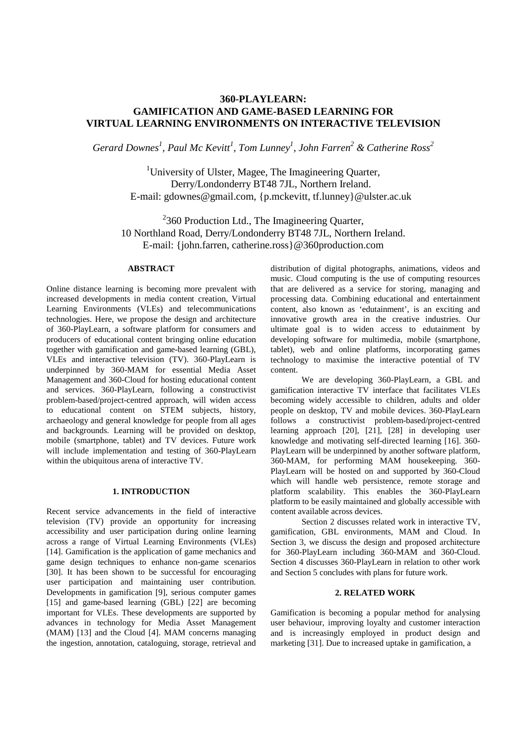# 360-PLAYLEARN: GAMIFICATION AND GAME-BASED LEARNING FOR VIRTUAL LEARNING ENVIRONMENTS ON INTERACTIVE TELEVISION

*Gerard Downes[1], Paul Mc Kevitt[1], Tom Lunney[1], John Farren[2] & Catherine Ross[2]*

[1]University of Ulster, Magee, The Imagineering Quarter,
Derry/Londonderry BT48 7JL, Northern Ireland.
E-mail: gdownes@gmail.com, {p.mckevitt, tf.lunney}@ulster.ac.uk

[2]360 Production Ltd., The Imagineering Quarter,
10 Northland Road, Derry/Londonderry BT48 7JL, Northern Ireland.
E-mail: {john.farren, catherine.ross}@360production.com

## ABSTRACT

Online distance learning is becoming more prevalent with increased developments in media content creation, Virtual Learning Environments (VLEs) and telecommunications technologies. Here, we propose the design and architecture of 360-PlayLearn, a software platform for consumers and producers of educational content bringing online education together with gamification and game-based learning (GBL), VLEs and interactive television (TV). 360-PlayLearn is underpinned by 360-MAM for essential Media Asset Management and 360-Cloud for hosting educational content and services. 360-PlayLearn, following a constructivist problem-based/project-centred approach, will widen access to educational content on STEM subjects, history, archaeology and general knowledge for people from all ages and backgrounds. Learning will be provided on desktop, mobile (smartphone, tablet) and TV devices. Future work will include implementation and testing of 360-PlayLearn within the ubiquitous arena of interactive TV.

## 1. INTRODUCTION

Recent service advancements in the field of interactive television (TV) provide an opportunity for increasing accessibility and user participation during online learning across a range of Virtual Learning Environments (VLEs) [14]. Gamification is the application of game mechanics and game design techniques to enhance non-game scenarios [30]. It has been shown to be successful for encouraging user participation and maintaining user contribution. Developments in gamification [9], serious computer games [15] and game-based learning (GBL) [22] are becoming important for VLEs. These developments are supported by advances in technology for Media Asset Management (MAM) [13] and the Cloud [4]. MAM concerns managing the ingestion, annotation, cataloguing, storage, retrieval and distribution of digital photographs, animations, videos and music. Cloud computing is the use of computing resources that are delivered as a service for storing, managing and processing data. Combining educational and entertainment content, also known as 'edutainment', is an exciting and innovative growth area in the creative industries. Our ultimate goal is to widen access to edutainment by developing software for multimedia, mobile (smartphone, tablet), web and online platforms, incorporating games technology to maximise the interactive potential of TV content.

We are developing 360-PlayLearn, a GBL and gamification interactive TV interface that facilitates VLEs becoming widely accessible to children, adults and older people on desktop, TV and mobile devices. 360-PlayLearn follows a constructivist problem-based/project-centred learning approach [20], [21], [28] in developing user knowledge and motivating self-directed learning [16]. 360-PlayLearn will be underpinned by another software platform, 360-MAM, for performing MAM housekeeping. 360-PlayLearn will be hosted on and supported by 360-Cloud which will handle web persistence, remote storage and platform scalability. This enables the 360-PlayLearn platform to be easily maintained and globally accessible with content available across devices.

Section 2 discusses related work in interactive TV, gamification, GBL environments, MAM and Cloud. In Section 3, we discuss the design and proposed architecture for 360-PlayLearn including 360-MAM and 360-Cloud. Section 4 discusses 360-PlayLearn in relation to other work and Section 5 concludes with plans for future work.

## 2. RELATED WORK

Gamification is becoming a popular method for analysing user behaviour, improving loyalty and customer interaction and is increasingly employed in product design and marketing [31]. Due to increased uptake in gamification, a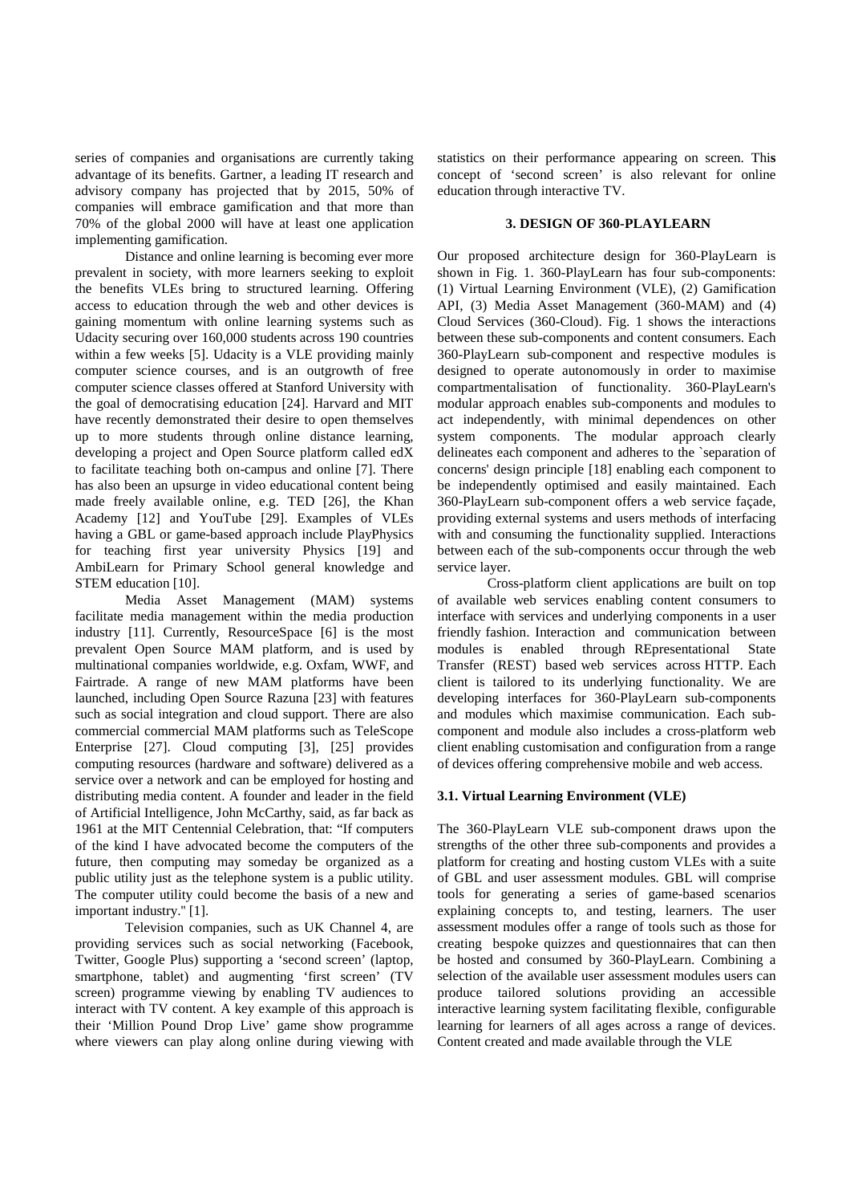series of companies and organisations are currently taking advantage of its benefits. Gartner, a leading IT research and advisory company has projected that by 2015, 50% of companies will embrace gamification and that more than 70% of the global 2000 will have at least one application implementing gamification.

Distance and online learning is becoming ever more prevalent in society, with more learners seeking to exploit the benefits VLEs bring to structured learning. Offering access to education through the web and other devices is gaining momentum with online learning systems such as Udacity securing over 160,000 students across 190 countries within a few weeks [5]. Udacity is a VLE providing mainly computer science courses, and is an outgrowth of free computer science classes offered at Stanford University with the goal of democratising education [24]. Harvard and MIT have recently demonstrated their desire to open themselves up to more students through online distance learning, developing a project and Open Source platform called edX to facilitate teaching both on-campus and online [7]. There has also been an upsurge in video educational content being made freely available online, e.g. TED [26], the Khan Academy [12] and YouTube [29]. Examples of VLEs having a GBL or game-based approach include PlayPhysics for teaching first year university Physics [19] and AmbiLearn for Primary School general knowledge and STEM education [10].

Media Asset Management (MAM) systems facilitate media management within the media production industry [11]. Currently, ResourceSpace [6] is the most prevalent Open Source MAM platform, and is used by multinational companies worldwide, e.g. Oxfam, WWF, and Fairtrade. A range of new MAM platforms have been launched, including Open Source Razuna [23] with features such as social integration and cloud support. There are also commercial commercial MAM platforms such as TeleScope Enterprise [27]. Cloud computing [3], [25] provides computing resources (hardware and software) delivered as a service over a network and can be employed for hosting and distributing media content. A founder and leader in the field of Artificial Intelligence, John McCarthy, said, as far back as 1961 at the MIT Centennial Celebration, that: "If computers of the kind I have advocated become the computers of the future, then computing may someday be organized as a public utility just as the telephone system is a public utility. The computer utility could become the basis of a new and important industry." [1].

Television companies, such as UK Channel 4, are providing services such as social networking (Facebook, Twitter, Google Plus) supporting a 'second screen' (laptop, smartphone, tablet) and augmenting 'first screen' (TV screen) programme viewing by enabling TV audiences to interact with TV content. A key example of this approach is their 'Million Pound Drop Live' game show programme where viewers can play along online during viewing with statistics on their performance appearing on screen. This concept of 'second screen' is also relevant for online education through interactive TV.

## 3. DESIGN OF 360-PLAYLEARN

Our proposed architecture design for 360-PlayLearn is shown in Fig. 1. 360-PlayLearn has four sub-components: (1) Virtual Learning Environment (VLE), (2) Gamification API, (3) Media Asset Management (360-MAM) and (4) Cloud Services (360-Cloud). Fig. 1 shows the interactions between these sub-components and content consumers. Each 360-PlayLearn sub-component and respective modules is designed to operate autonomously in order to maximise compartmentalisation of functionality. 360-PlayLearn's modular approach enables sub-components and modules to act independently, with minimal dependences on other system components. The modular approach clearly delineates each component and adheres to the `separation of concerns' design principle [18] enabling each component to be independently optimised and easily maintained. Each 360-PlayLearn sub-component offers a web service façade, providing external systems and users methods of interfacing with and consuming the functionality supplied. Interactions between each of the sub-components occur through the web service layer.

Cross-platform client applications are built on top of available web services enabling content consumers to interface with services and underlying components in a user friendly fashion. Interaction and communication between modules is enabled through REpresentational State Transfer (REST) based web services across HTTP. Each client is tailored to its underlying functionality. We are developing interfaces for 360-PlayLearn sub-components and modules which maximise communication. Each sub-component and module also includes a cross-platform web client enabling customisation and configuration from a range of devices offering comprehensive mobile and web access.

### 3.1. Virtual Learning Environment (VLE)

The 360-PlayLearn VLE sub-component draws upon the strengths of the other three sub-components and provides a platform for creating and hosting custom VLEs with a suite of GBL and user assessment modules. GBL will comprise tools for generating a series of game-based scenarios explaining concepts to, and testing, learners. The user assessment modules offer a range of tools such as those for creating bespoke quizzes and questionnaires that can then be hosted and consumed by 360-PlayLearn. Combining a selection of the available user assessment modules users can produce tailored solutions providing an accessible interactive learning system facilitating flexible, configurable learning for learners of all ages across a range of devices. Content created and made available through the VLE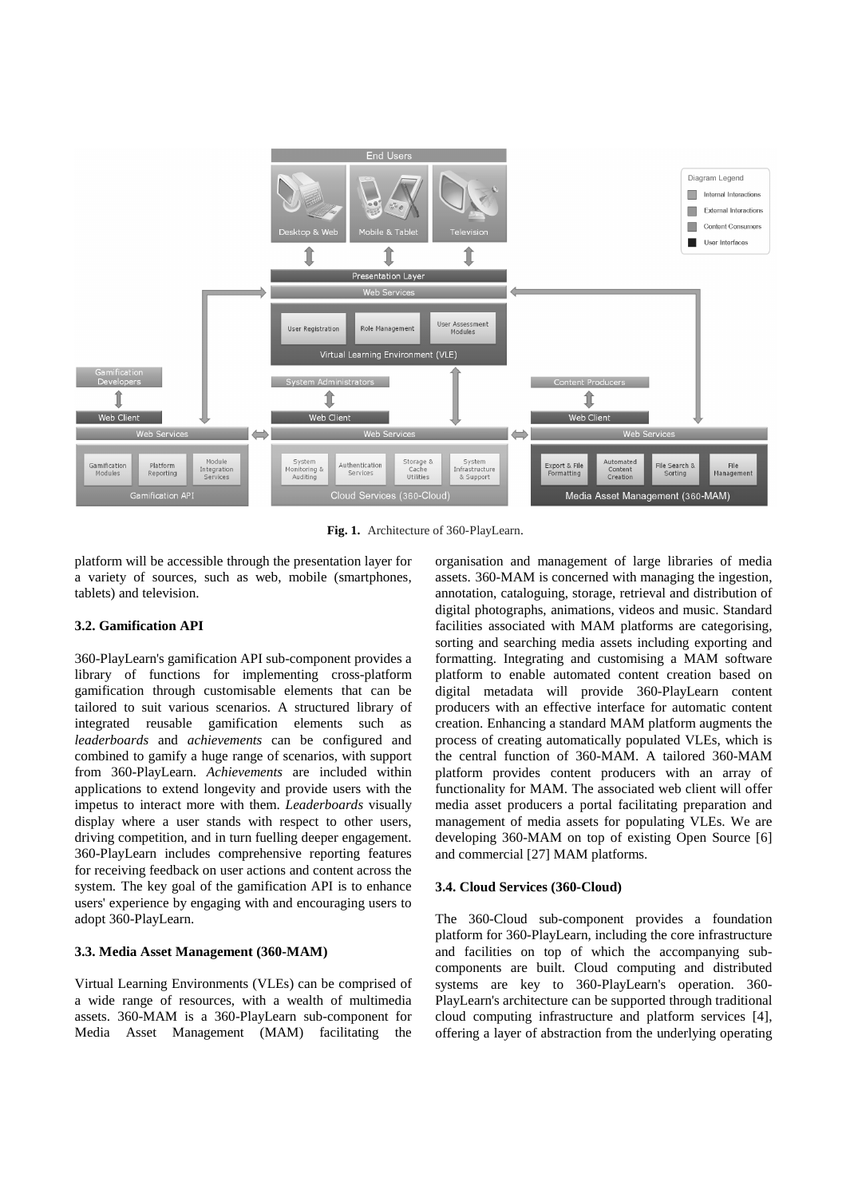**Fig. 1.** Architecture of 360-PlayLearn.

platform will be accessible through the presentation layer for a variety of sources, such as web, mobile (smartphones, tablets) and television.

### 3.2. Gamification API

360-PlayLearn's gamification API sub-component provides a library of functions for implementing cross-platform gamification through customisable elements that can be tailored to suit various scenarios. A structured library of integrated reusable gamification elements such as *leaderboards* and *achievements* can be configured and combined to gamify a huge range of scenarios, with support from 360-PlayLearn. *Achievements* are included within applications to extend longevity and provide users with the impetus to interact more with them. *Leaderboards* visually display where a user stands with respect to other users, driving competition, and in turn fuelling deeper engagement. 360-PlayLearn includes comprehensive reporting features for receiving feedback on user actions and content across the system. The key goal of the gamification API is to enhance users' experience by engaging with and encouraging users to adopt 360-PlayLearn.

### 3.3. Media Asset Management (360-MAM)

Virtual Learning Environments (VLEs) can be comprised of a wide range of resources, with a wealth of multimedia assets. 360-MAM is a 360-PlayLearn sub-component for Media Asset Management (MAM) facilitating the organisation and management of large libraries of media assets. 360-MAM is concerned with managing the ingestion, annotation, cataloguing, storage, retrieval and distribution of digital photographs, animations, videos and music. Standard facilities associated with MAM platforms are categorising, sorting and searching media assets including exporting and formatting. Integrating and customising a MAM software platform to enable automated content creation based on digital metadata will provide 360-PlayLearn content producers with an effective interface for automatic content creation. Enhancing a standard MAM platform augments the process of creating automatically populated VLEs, which is the central function of 360-MAM. A tailored 360-MAM platform provides content producers with an array of functionality for MAM. The associated web client will offer media asset producers a portal facilitating preparation and management of media assets for populating VLEs. We are developing 360-MAM on top of existing Open Source [6] and commercial [27] MAM platforms.

### 3.4. Cloud Services (360-Cloud)

The 360-Cloud sub-component provides a foundation platform for 360-PlayLearn, including the core infrastructure and facilities on top of which the accompanying sub-components are built. Cloud computing and distributed systems are key to 360-PlayLearn's operation. 360-PlayLearn's architecture can be supported through traditional cloud computing infrastructure and platform services [4], offering a layer of abstraction from the underlying operating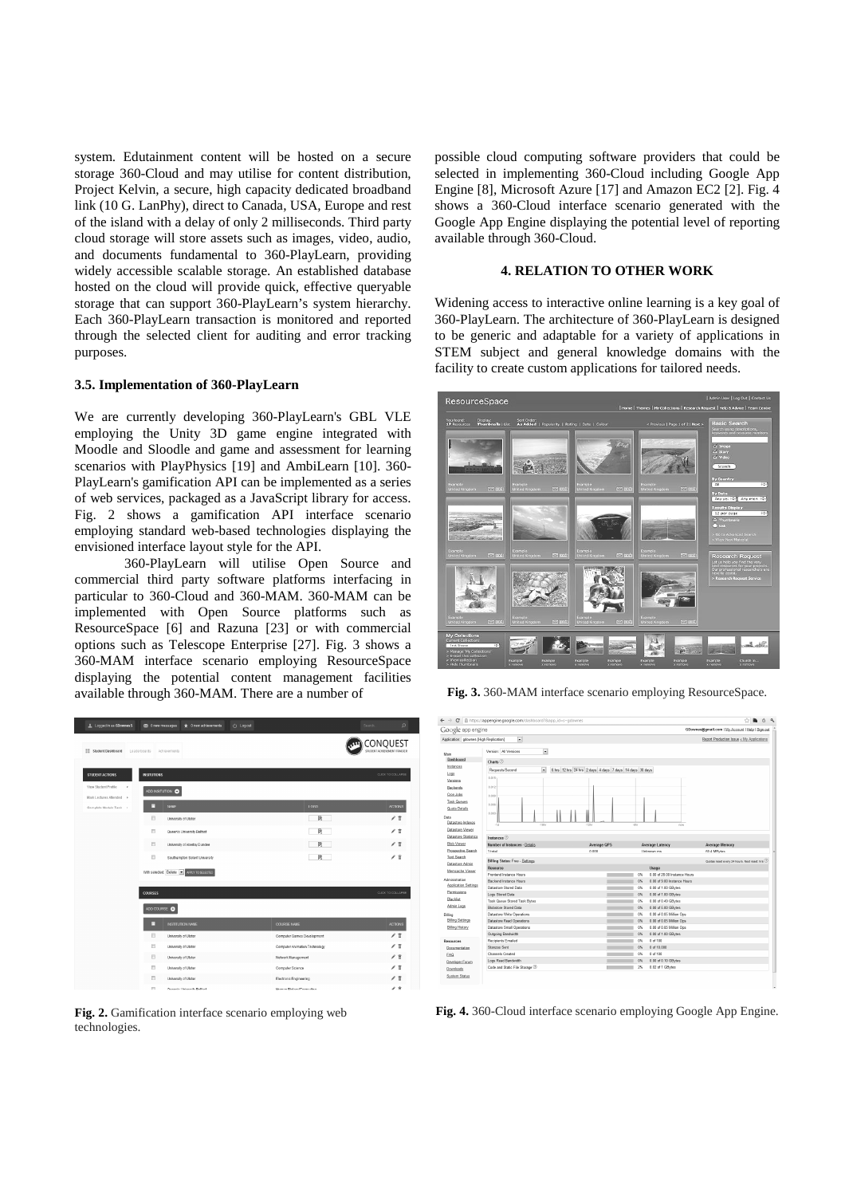system. Edutainment content will be hosted on a secure storage 360-Cloud and may utilise for content distribution, Project Kelvin, a secure, high capacity dedicated broadband link (10 G. LanPhy), direct to Canada, USA, Europe and rest of the island with a delay of only 2 milliseconds. Third party cloud storage will store assets such as images, video, audio, and documents fundamental to 360-PlayLearn, providing widely accessible scalable storage. An established database hosted on the cloud will provide quick, effective queryable storage that can support 360-PlayLearn's system hierarchy. Each 360-PlayLearn transaction is monitored and reported through the selected client for auditing and error tracking purposes.

### 3.5. Implementation of 360-PlayLearn

We are currently developing 360-PlayLearn's GBL VLE employing the Unity 3D game engine integrated with Moodle and Sloodle and game and assessment for learning scenarios with PlayPhysics [19] and AmbiLearn [10]. 360-PlayLearn's gamification API can be implemented as a series of web services, packaged as a JavaScript library for access. Fig. 2 shows a gamification API interface scenario employing standard web-based technologies displaying the envisioned interface layout style for the API.

360-PlayLearn will utilise Open Source and commercial third party software platforms interfacing in particular to 360-Cloud and 360-MAM. 360-MAM can be implemented with Open Source platforms such as ResourceSpace [6] and Razuna [23] or with commercial options such as Telescope Enterprise [27]. Fig. 3 shows a 360-MAM interface scenario employing ResourceSpace displaying the potential content management facilities available through 360-MAM. There are a number of possible cloud computing software providers that could be selected in implementing 360-Cloud including Google App Engine [8], Microsoft Azure [17] and Amazon EC2 [2]. Fig. 4 shows a 360-Cloud interface scenario generated with the Google App Engine displaying the potential level of reporting available through 360-Cloud.

**Fig. 2.** Gamification interface scenario employing web technologies.

## 4. RELATION TO OTHER WORK

Widening access to interactive online learning is a key goal of 360-PlayLearn. The architecture of 360-PlayLearn is designed to be generic and adaptable for a variety of applications in STEM subject and general knowledge domains with the facility to create custom applications for tailored needs.

**Fig. 3.** 360-MAM interface scenario employing ResourceSpace.

**Fig. 4.** 360-Cloud interface scenario employing Google App Engine.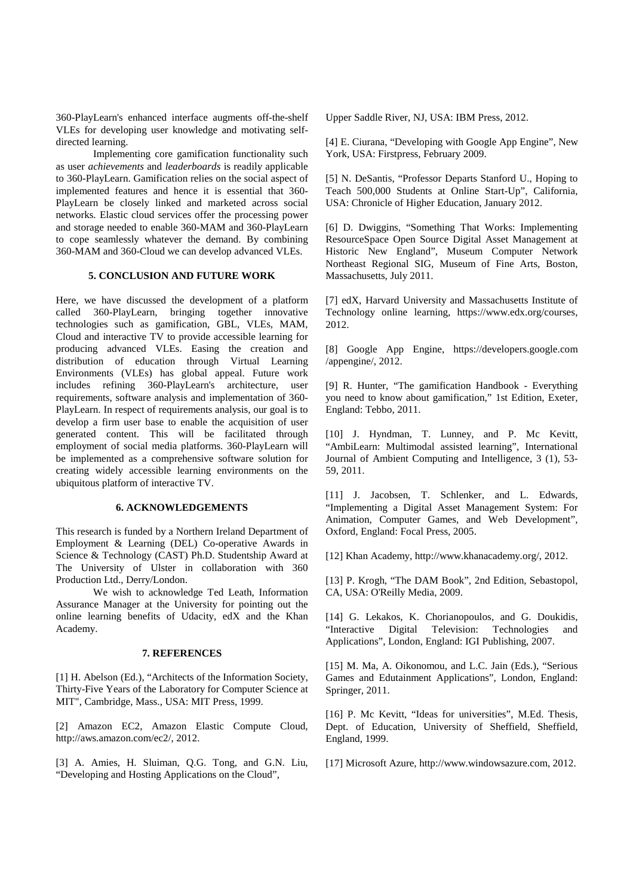360-PlayLearn's enhanced interface augments off-the-shelf VLEs for developing user knowledge and motivating self-directed learning.

Implementing core gamification functionality such as user *achievements* and *leaderboards* is readily applicable to 360-PlayLearn. Gamification relies on the social aspect of implemented features and hence it is essential that 360-PlayLearn be closely linked and marketed across social networks. Elastic cloud services offer the processing power and storage needed to enable 360-MAM and 360-PlayLearn to cope seamlessly whatever the demand. By combining 360-MAM and 360-Cloud we can develop advanced VLEs.

## 5. CONCLUSION AND FUTURE WORK

Here, we have discussed the development of a platform called 360-PlayLearn, bringing together innovative technologies such as gamification, GBL, VLEs, MAM, Cloud and interactive TV to provide accessible learning for producing advanced VLEs. Easing the creation and distribution of education through Virtual Learning Environments (VLEs) has global appeal. Future work includes refining 360-PlayLearn's architecture, user requirements, software analysis and implementation of 360-PlayLearn. In respect of requirements analysis, our goal is to develop a firm user base to enable the acquisition of user generated content. This will be facilitated through employment of social media platforms. 360-PlayLearn will be implemented as a comprehensive software solution for creating widely accessible learning environments on the ubiquitous platform of interactive TV.

## 6. ACKNOWLEDGEMENTS

This research is funded by a Northern Ireland Department of Employment & Learning (DEL) Co-operative Awards in Science & Technology (CAST) Ph.D. Studentship Award at The University of Ulster in collaboration with 360 Production Ltd., Derry/London.

We wish to acknowledge Ted Leath, Information Assurance Manager at the University for pointing out the online learning benefits of Udacity, edX and the Khan Academy.

## 7. REFERENCES

[1] H. Abelson (Ed.), "Architects of the Information Society, Thirty-Five Years of the Laboratory for Computer Science at MIT", Cambridge, Mass., USA: MIT Press, 1999.

[2] Amazon EC2, Amazon Elastic Compute Cloud, http://aws.amazon.com/ec2/, 2012.

[3] A. Amies, H. Sluiman, Q.G. Tong, and G.N. Liu, "Developing and Hosting Applications on the Cloud", Upper Saddle River, NJ, USA: IBM Press, 2012.

[4] E. Ciurana, "Developing with Google App Engine", New York, USA: Firstpress, February 2009.

[5] N. DeSantis, "Professor Departs Stanford U., Hoping to Teach 500,000 Students at Online Start-Up", California, USA: Chronicle of Higher Education, January 2012.

[6] D. Dwiggins, "Something That Works: Implementing ResourceSpace Open Source Digital Asset Management at Historic New England", Museum Computer Network Northeast Regional SIG, Museum of Fine Arts, Boston, Massachusetts, July 2011.

[7] edX, Harvard University and Massachusetts Institute of Technology online learning, https://www.edx.org/courses, 2012.

[8] Google App Engine, https://developers.google.com /appengine/, 2012.

[9] R. Hunter, "The gamification Handbook - Everything you need to know about gamification," 1st Edition, Exeter, England: Tebbo, 2011.

[10] J. Hyndman, T. Lunney, and P. Mc Kevitt, "AmbiLearn: Multimodal assisted learning", International Journal of Ambient Computing and Intelligence, 3 (1), 53-59, 2011.

[11] J. Jacobsen, T. Schlenker, and L. Edwards, "Implementing a Digital Asset Management System: For Animation, Computer Games, and Web Development", Oxford, England: Focal Press, 2005.

[12] Khan Academy, http://www.khanacademy.org/, 2012.

[13] P. Krogh, "The DAM Book", 2nd Edition, Sebastopol, CA, USA: O'Reilly Media, 2009.

[14] G. Lekakos, K. Chorianopoulos, and G. Doukidis, "Interactive Digital Television: Technologies and Applications", London, England: IGI Publishing, 2007.

[15] M. Ma, A. Oikonomou, and L.C. Jain (Eds.), "Serious Games and Edutainment Applications", London, England: Springer, 2011.

[16] P. Mc Kevitt, "Ideas for universities", M.Ed. Thesis, Dept. of Education, University of Sheffield, Sheffield, England, 1999.

[17] Microsoft Azure, http://www.windowsazure.com, 2012.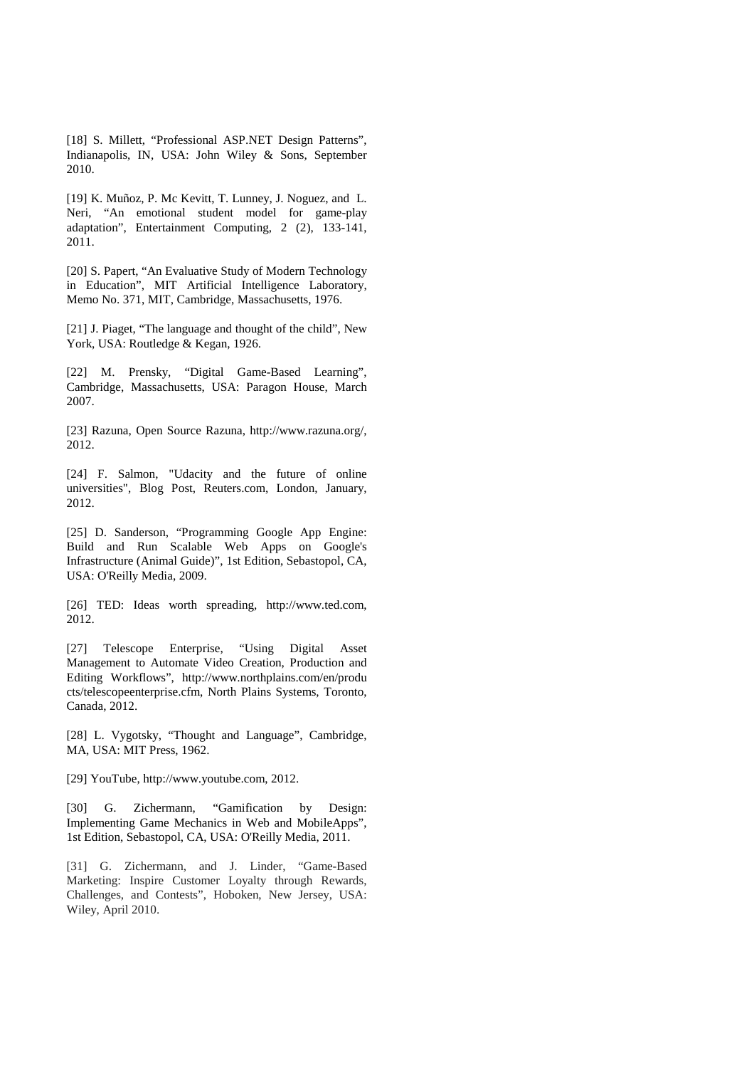[18] S. Millett, “Professional ASP.NET Design Patterns”, Indianapolis, IN, USA: John Wiley & Sons, September 2010.

[19] K. Muñoz, P. Mc Kevitt, T. Lunney, J. Noguez, and L. Neri, “An emotional student model for game-play adaptation”, Entertainment Computing, 2 (2), 133-141, 2011.

[20] S. Papert, “An Evaluative Study of Modern Technology in Education”, MIT Artificial Intelligence Laboratory, Memo No. 371, MIT, Cambridge, Massachusetts, 1976.

[21] J. Piaget, “The language and thought of the child”, New York, USA: Routledge & Kegan, 1926.

[22] M. Prensky, “Digital Game-Based Learning”, Cambridge, Massachusetts, USA: Paragon House, March 2007.

[23] Razuna, Open Source Razuna, http://www.razuna.org/, 2012.

[24] F. Salmon, "Udacity and the future of online universities", Blog Post, Reuters.com, London, January, 2012.

[25] D. Sanderson, “Programming Google App Engine: Build and Run Scalable Web Apps on Google's Infrastructure (Animal Guide)”, 1st Edition, Sebastopol, CA, USA: O'Reilly Media, 2009.

[26] TED: Ideas worth spreading, http://www.ted.com, 2012.

[27] Telescope Enterprise, “Using Digital Asset Management to Automate Video Creation, Production and Editing Workflows”, http://www.northplains.com/en/products/telescopeenterprise.cfm, North Plains Systems, Toronto, Canada, 2012.

[28] L. Vygotsky, “Thought and Language”, Cambridge, MA, USA: MIT Press, 1962.

[29] YouTube, http://www.youtube.com, 2012.

[30] G. Zichermann, “Gamification by Design: Implementing Game Mechanics in Web and MobileApps”, 1st Edition, Sebastopol, CA, USA: O'Reilly Media, 2011.

[31] G. Zichermann, and J. Linder, “Game-Based Marketing: Inspire Customer Loyalty through Rewards, Challenges, and Contests”, Hoboken, New Jersey, USA: Wiley, April 2010.